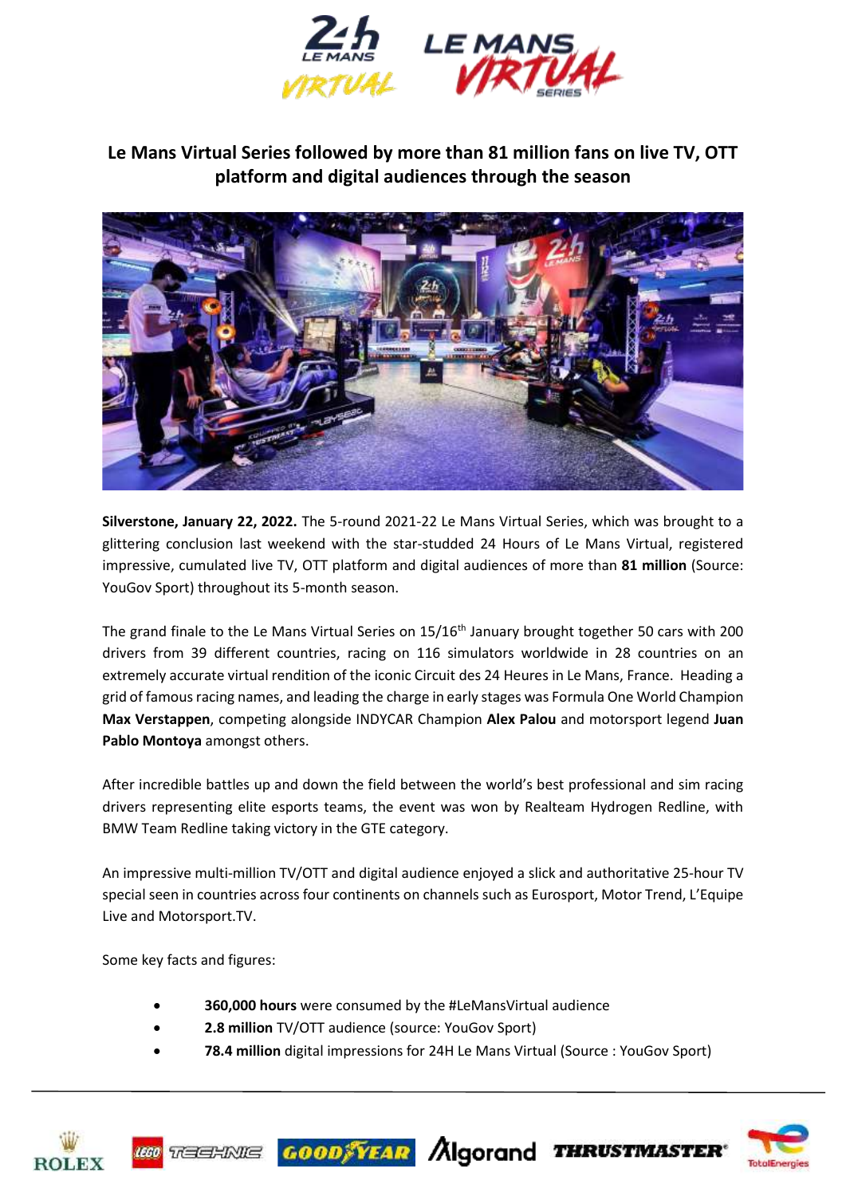# Le Mans Virtual Series followed by more than 81 million fans on live TV, OTT platform and digital audiences through the season

**Silverstone, January 22, 2022.** The 5-round 2021-22 Le Mans Virtual Series, which was brought to a glittering conclusion last weekend with the star-studded 24 Hours of Le Mans Virtual, registered impressive, cumulated live TV, OTT platform and digital audiences of more than **81 million** (Source: YouGov Sport) throughout its 5-month season.

The grand finale to the Le Mans Virtual Series on 15/16th January brought together 50 cars with 200 drivers from 39 different countries, racing on 116 simulators worldwide in 28 countries on an extremely accurate virtual rendition of the iconic Circuit des 24 Heures in Le Mans, France. Heading a grid of famous racing names, and leading the charge in early stages was Formula One World Champion **Max Verstappen**, competing alongside INDYCAR Champion **Alex Palou** and motorsport legend **Juan Pablo Montoya** amongst others.

After incredible battles up and down the field between the world's best professional and sim racing drivers representing elite esports teams, the event was won by Realteam Hydrogen Redline, with BMW Team Redline taking victory in the GTE category.

An impressive multi-million TV/OTT and digital audience enjoyed a slick and authoritative 25-hour TV special seen in countries across four continents on channels such as Eurosport, Motor Trend, L'Equipe Live and Motorsport.TV.

Some key facts and figures:

- **360,000 hours** were consumed by the #LeMansVirtual audience
- **2.8 million** TV/OTT audience (source: YouGov Sport)
- **78.4 million** digital impressions for 24H Le Mans Virtual (Source : YouGov Sport)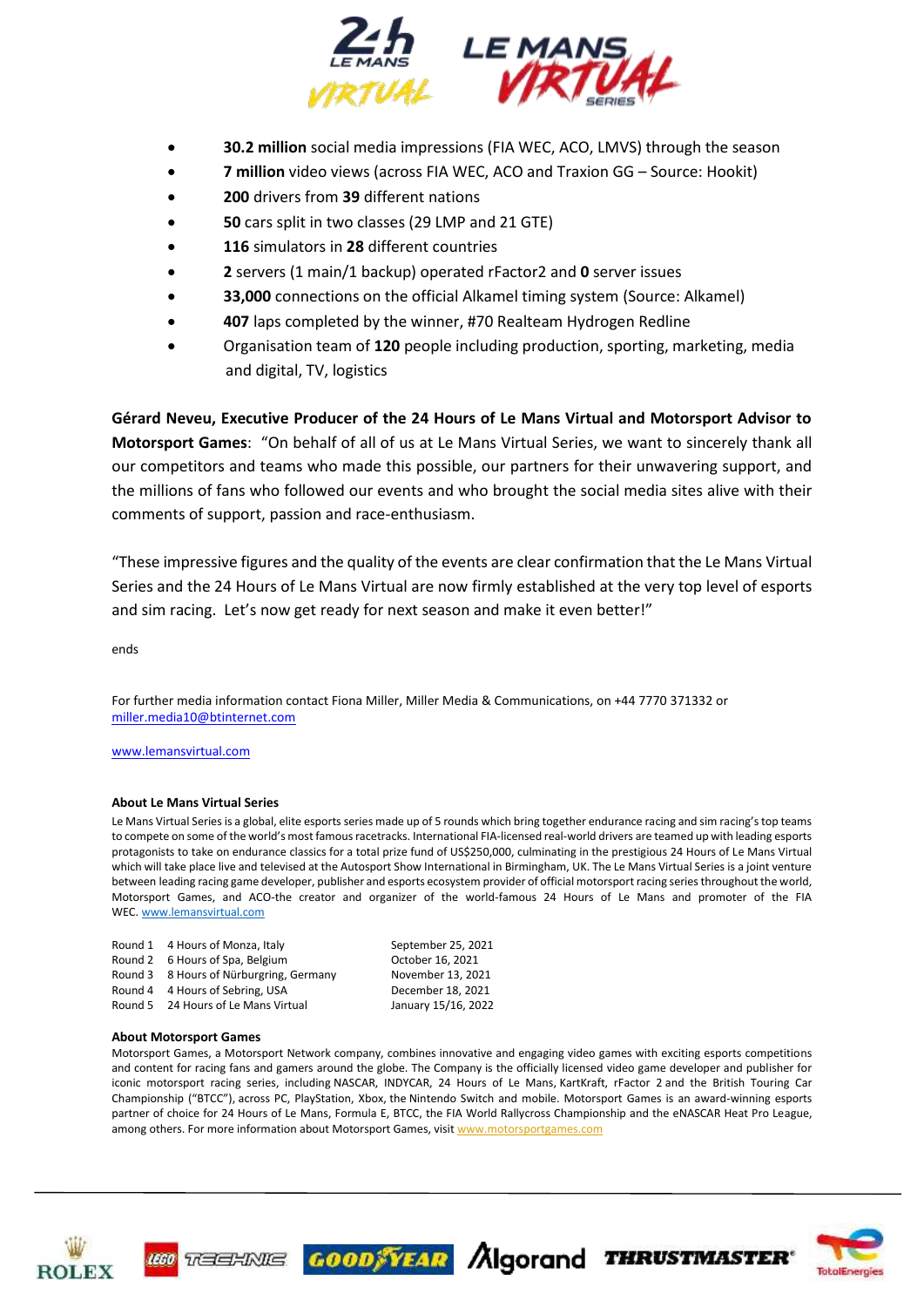- **30.2 million** social media impressions (FIA WEC, ACO, LMVS) through the season
- **7 million** video views (across FIA WEC, ACO and Traxion GG – Source: Hookit)
- **200** drivers from **39** different nations
- **50** cars split in two classes (29 LMP and 21 GTE)
- **116** simulators in **28** different countries
- **2** servers (1 main/1 backup) operated rFactor2 and **0** server issues
- **33,000** connections on the official Alkamel timing system (Source: Alkamel)
- **407** laps completed by the winner, #70 Realteam Hydrogen Redline
- Organisation team of **120** people including production, sporting, marketing, media and digital, TV, logistics

**Gérard Neveu, Executive Producer of the 24 Hours of Le Mans Virtual and Motorsport Advisor to Motorsport Games**: "On behalf of all of us at Le Mans Virtual Series, we want to sincerely thank all our competitors and teams who made this possible, our partners for their unwavering support, and the millions of fans who followed our events and who brought the social media sites alive with their comments of support, passion and race-enthusiasm.

"These impressive figures and the quality of the events are clear confirmation that the Le Mans Virtual Series and the 24 Hours of Le Mans Virtual are now firmly established at the very top level of esports and sim racing. Let's now get ready for next season and make it even better!"

ends

For further media information contact Fiona Miller, Miller Media & Communications, on +44 7770 371332 or miller.media10@btinternet.com

www.lemansvirtual.com

### About Le Mans Virtual Series

Le Mans Virtual Series is a global, elite esports series made up of 5 rounds which bring together endurance racing and sim racing's top teams to compete on some of the world's most famous racetracks. International FIA-licensed real-world drivers are teamed up with leading esports protagonists to take on endurance classics for a total prize fund of US$250,000, culminating in the prestigious 24 Hours of Le Mans Virtual which will take place live and televised at the Autosport Show International in Birmingham, UK. The Le Mans Virtual Series is a joint venture between leading racing game developer, publisher and esports ecosystem provider of official motorsport racing series throughout the world, Motorsport Games, and ACO-the creator and organizer of the world-famous 24 Hours of Le Mans and promoter of the FIA WEC. www.lemansvirtual.com

| | | |
|---|---|---|
| Round 1 | 4 Hours of Monza, Italy | September 25, 2021 |
| Round 2 | 6 Hours of Spa, Belgium | October 16, 2021 |
| Round 3 | 8 Hours of Nürburgring, Germany | November 13, 2021 |
| Round 4 | 4 Hours of Sebring, USA | December 18, 2021 |
| Round 5 | 24 Hours of Le Mans Virtual | January 15/16, 2022 |

### About Motorsport Games

Motorsport Games, a Motorsport Network company, combines innovative and engaging video games with exciting esports competitions and content for racing fans and gamers around the globe. The Company is the officially licensed video game developer and publisher for iconic motorsport racing series, including NASCAR, INDYCAR, 24 Hours of Le Mans, KartKraft, rFactor 2 and the British Touring Car Championship ("BTCC"), across PC, PlayStation, Xbox, the Nintendo Switch and mobile. Motorsport Games is an award-winning esports partner of choice for 24 Hours of Le Mans, Formula E, BTCC, the FIA World Rallycross Championship and the eNASCAR Heat Pro League, among others. For more information about Motorsport Games, visit www.motorsportgames.com